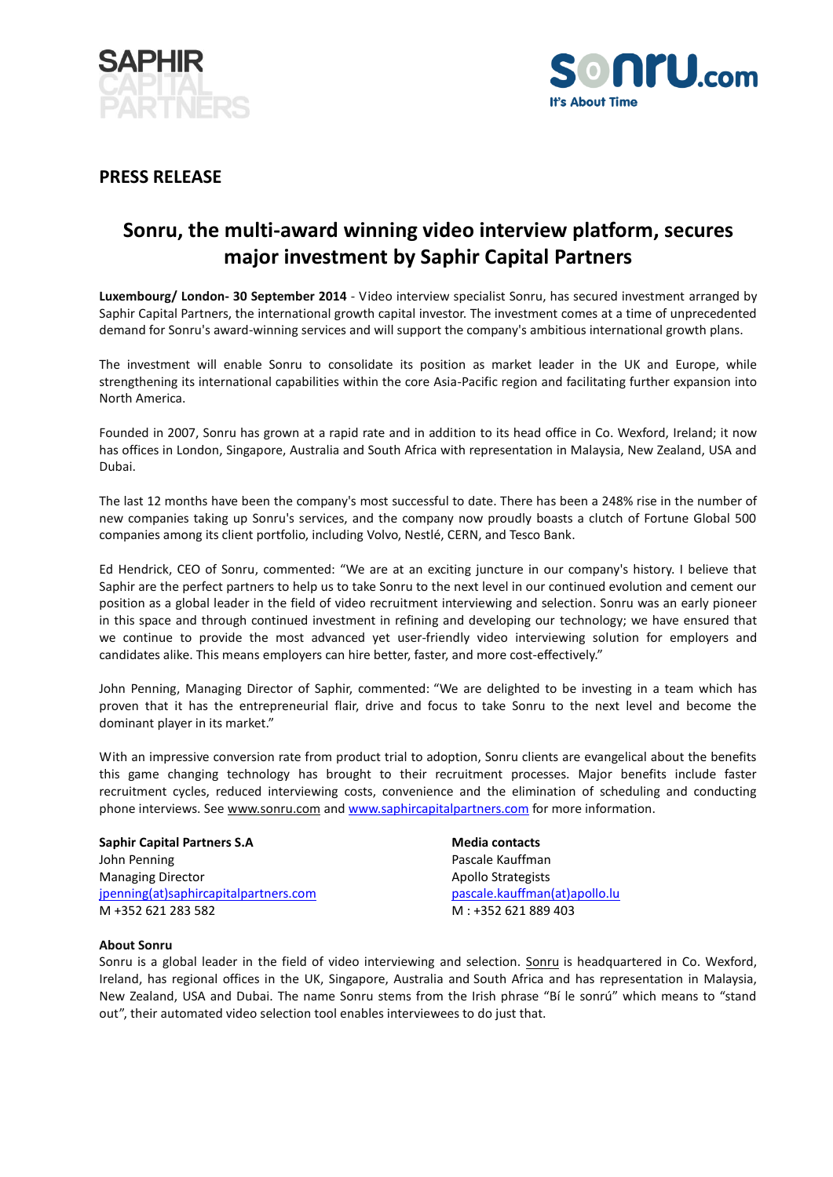SAPHIR CAPITAL PARTNERS

sonru.com
It's About Time

## PRESS RELEASE

# Sonru, the multi-award winning video interview platform, secures major investment by Saphir Capital Partners

**Luxembourg/ London- 30 September 2014** - Video interview specialist Sonru, has secured investment arranged by Saphir Capital Partners, the international growth capital investor. The investment comes at a time of unprecedented demand for Sonru's award-winning services and will support the company's ambitious international growth plans.

The investment will enable Sonru to consolidate its position as market leader in the UK and Europe, while strengthening its international capabilities within the core Asia-Pacific region and facilitating further expansion into North America.

Founded in 2007, Sonru has grown at a rapid rate and in addition to its head office in Co. Wexford, Ireland; it now has offices in London, Singapore, Australia and South Africa with representation in Malaysia, New Zealand, USA and Dubai.

The last 12 months have been the company's most successful to date. There has been a 248% rise in the number of new companies taking up Sonru's services, and the company now proudly boasts a clutch of Fortune Global 500 companies among its client portfolio, including Volvo, Nestlé, CERN, and Tesco Bank.

Ed Hendrick, CEO of Sonru, commented: "We are at an exciting juncture in our company's history. I believe that Saphir are the perfect partners to help us to take Sonru to the next level in our continued evolution and cement our position as a global leader in the field of video recruitment interviewing and selection. Sonru was an early pioneer in this space and through continued investment in refining and developing our technology; we have ensured that we continue to provide the most advanced yet user-friendly video interviewing solution for employers and candidates alike. This means employers can hire better, faster, and more cost-effectively."

John Penning, Managing Director of Saphir, commented: "We are delighted to be investing in a team which has proven that it has the entrepreneurial flair, drive and focus to take Sonru to the next level and become the dominant player in its market."

With an impressive conversion rate from product trial to adoption, Sonru clients are evangelical about the benefits this game changing technology has brought to their recruitment processes. Major benefits include faster recruitment cycles, reduced interviewing costs, convenience and the elimination of scheduling and conducting phone interviews. See www.sonru.com and www.saphircapitalpartners.com for more information.

**Saphir Capital Partners S.A**
John Penning
Managing Director
jpenning(at)saphircapitalpartners.com
M +352 621 283 582

**Media contacts**
Pascale Kauffman
Apollo Strategists
pascale.kauffman(at)apollo.lu
M : +352 621 889 403

**About Sonru**
Sonru is a global leader in the field of video interviewing and selection. Sonru is headquartered in Co. Wexford, Ireland, has regional offices in the UK, Singapore, Australia and South Africa and has representation in Malaysia, New Zealand, USA and Dubai. The name Sonru stems from the Irish phrase "Bí le sonrú" which means to "stand out", their automated video selection tool enables interviewees to do just that.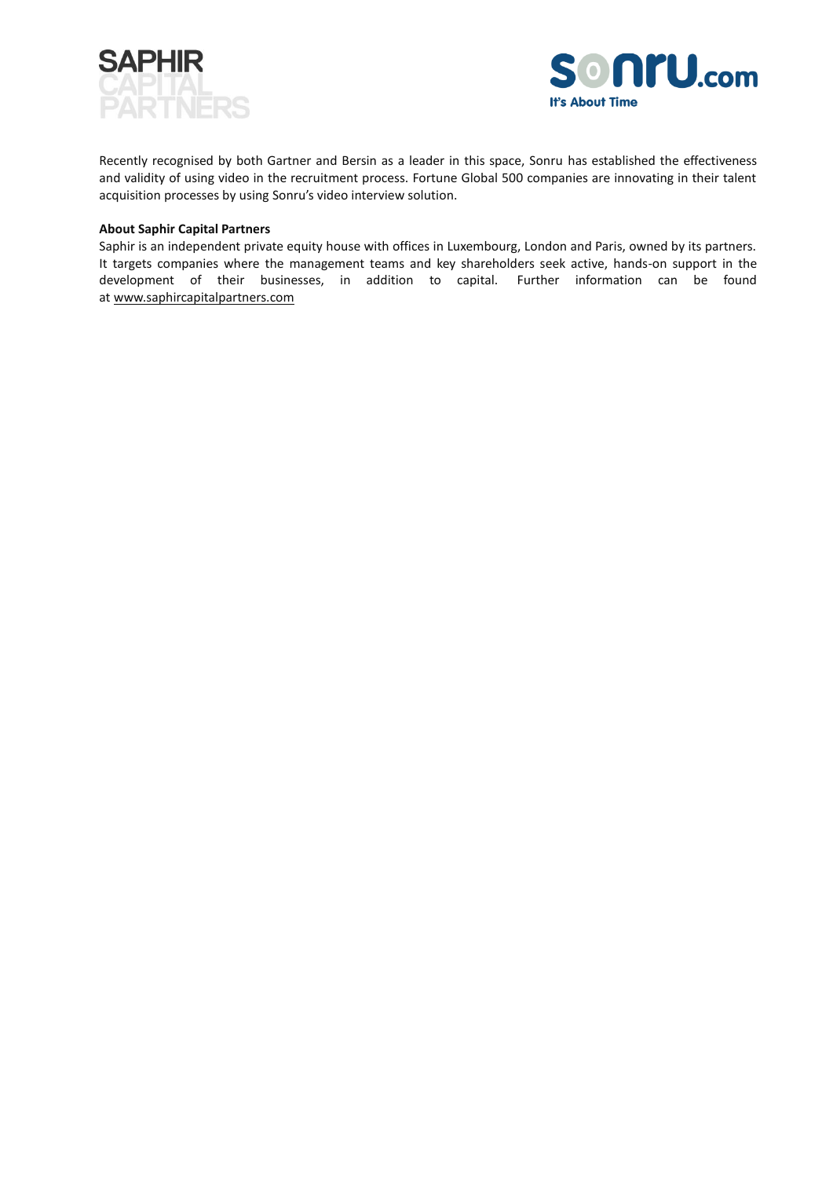Recently recognised by both Gartner and Bersin as a leader in this space, Sonru has established the effectiveness and validity of using video in the recruitment process. Fortune Global 500 companies are innovating in their talent acquisition processes by using Sonru's video interview solution.

**About Saphir Capital Partners**

Saphir is an independent private equity house with offices in Luxembourg, London and Paris, owned by its partners. It targets companies where the management teams and key shareholders seek active, hands-on support in the development of their businesses, in addition to capital. Further information can be found at www.saphircapitalpartners.com